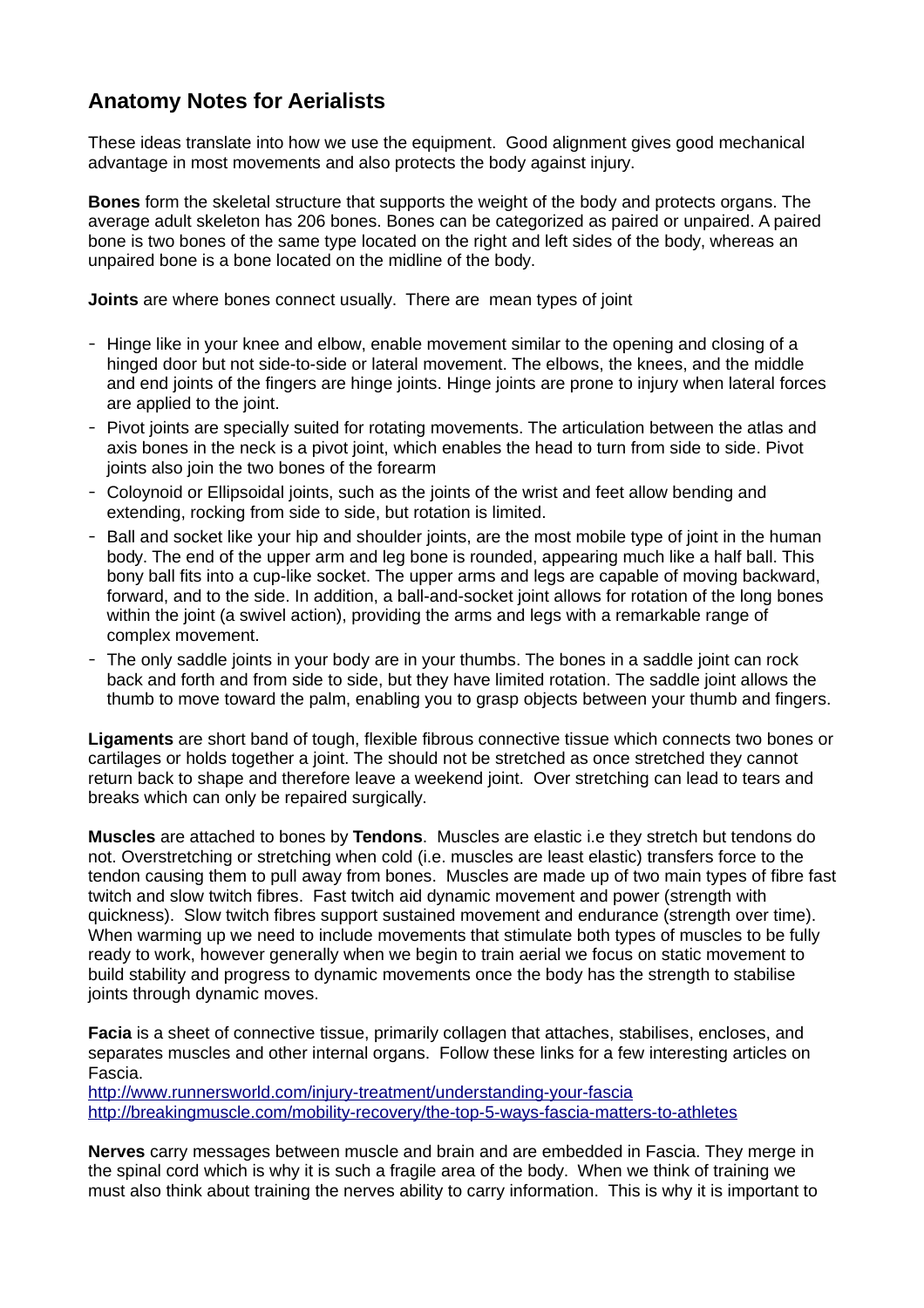## Anatomy Notes for Aerialists

These ideas translate into how we use the equipment. Good alignment gives good mechanical advantage in most movements and also protects the body against injury.

**Bones** form the skeletal structure that supports the weight of the body and protects organs. The average adult skeleton has 206 bones. Bones can be categorized as paired or unpaired. A paired bone is two bones of the same type located on the right and left sides of the body, whereas an unpaired bone is a bone located on the midline of the body.

**Joints** are where bones connect usually. There are mean types of joint

- Hinge like in your knee and elbow, enable movement similar to the opening and closing of a hinged door but not side-to-side or lateral movement. The elbows, the knees, and the middle and end joints of the fingers are hinge joints. Hinge joints are prone to injury when lateral forces are applied to the joint.
- Pivot joints are specially suited for rotating movements. The articulation between the atlas and axis bones in the neck is a pivot joint, which enables the head to turn from side to side. Pivot joints also join the two bones of the forearm
- Coloynoid or Ellipsoidal joints, such as the joints of the wrist and feet allow bending and extending, rocking from side to side, but rotation is limited.
- Ball and socket like your hip and shoulder joints, are the most mobile type of joint in the human body. The end of the upper arm and leg bone is rounded, appearing much like a half ball. This bony ball fits into a cup-like socket. The upper arms and legs are capable of moving backward, forward, and to the side. In addition, a ball-and-socket joint allows for rotation of the long bones within the joint (a swivel action), providing the arms and legs with a remarkable range of complex movement.
- The only saddle joints in your body are in your thumbs. The bones in a saddle joint can rock back and forth and from side to side, but they have limited rotation. The saddle joint allows the thumb to move toward the palm, enabling you to grasp objects between your thumb and fingers.

**Ligaments** are short band of tough, flexible fibrous connective tissue which connects two bones or cartilages or holds together a joint. The should not be stretched as once stretched they cannot return back to shape and therefore leave a weekend joint. Over stretching can lead to tears and breaks which can only be repaired surgically.

**Muscles** are attached to bones by **Tendons**. Muscles are elastic i.e they stretch but tendons do not. Overstretching or stretching when cold (i.e. muscles are least elastic) transfers force to the tendon causing them to pull away from bones. Muscles are made up of two main types of fibre fast twitch and slow twitch fibres. Fast twitch aid dynamic movement and power (strength with quickness). Slow twitch fibres support sustained movement and endurance (strength over time). When warming up we need to include movements that stimulate both types of muscles to be fully ready to work, however generally when we begin to train aerial we focus on static movement to build stability and progress to dynamic movements once the body has the strength to stabilise joints through dynamic moves.

**Facia** is a sheet of connective tissue, primarily collagen that attaches, stabilises, encloses, and separates muscles and other internal organs. Follow these links for a few interesting articles on Fascia.
http://www.runnersworld.com/injury-treatment/understanding-your-fascia
http://breakingmuscle.com/mobility-recovery/the-top-5-ways-fascia-matters-to-athletes

**Nerves** carry messages between muscle and brain and are embedded in Fascia. They merge in the spinal cord which is why it is such a fragile area of the body. When we think of training we must also think about training the nerves ability to carry information. This is why it is important to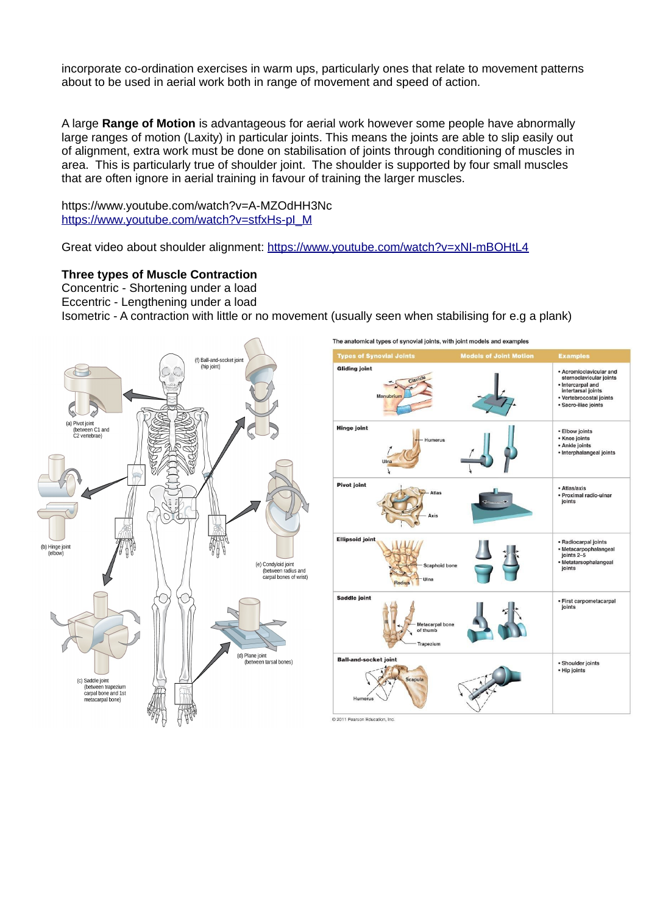incorporate co-ordination exercises in warm ups, particularly ones that relate to movement patterns about to be used in aerial work both in range of movement and speed of action.

A large **Range of Motion** is advantageous for aerial work however some people have abnormally large ranges of motion (Laxity) in particular joints. This means the joints are able to slip easily out of alignment, extra work must be done on stabilisation of joints through conditioning of muscles in area. This is particularly true of shoulder joint. The shoulder is supported by four small muscles that are often ignore in aerial training in favour of training the larger muscles.

https://www.youtube.com/watch?v=A-MZOdHH3Nc
https://www.youtube.com/watch?v=stfxHs-pl_M

Great video about shoulder alignment: https://www.youtube.com/watch?v=xNI-mBOHtL4

**Three types of Muscle Contraction**
Concentric - Shortening under a load
Eccentric - Lengthening under a load
Isometric - A contraction with little or no movement (usually seen when stabilising for e.g a plank)

(a) Pivot joint (between C1 and C2 vertebrae)
(b) Hinge joint (elbow)
(c) Saddle joint (between trapezium carpal bone and 1st metacarpal bone)
(d) Plane joint (between tarsal bones)
(e) Condyloid joint (between radius and carpal bones of wrist)
(f) Ball-and-socket joint (hip joint)

The anatomical types of synovial joints, with joint models and examples

| Types of Synovial Joints | Models of Joint Motion | Examples |
|---|---|---|
| Gliding joint (Clavicle, Manubrium) | | • Acromioclavicular and sternoclavicular joints • Intercarpal and intertarsal joints • Vertebrocostal joints • Sacro-iliac joints |
| Hinge joint (Humerus, Ulna) | | • Elbow joints • Knee joints • Ankle joints • Interphalangeal joints |
| Pivot joint (Atlas, Axis) | | • Atlas/axis • Proximal radio-ulnar joints |
| Ellipsoid joint (Scaphoid bone, Ulna, Radius) | | • Radiocarpal joints • Metacarpophalangeal joints 2–5 • Metatarsophalangeal joints |
| Saddle joint (Metacarpal bone of thumb, Trapezium) | | • First carpometacarpal joints |
| Ball-and-socket joint (Scapula, Humerus) | | • Shoulder joints • Hip joints |

© 2011 Pearson Education, Inc.